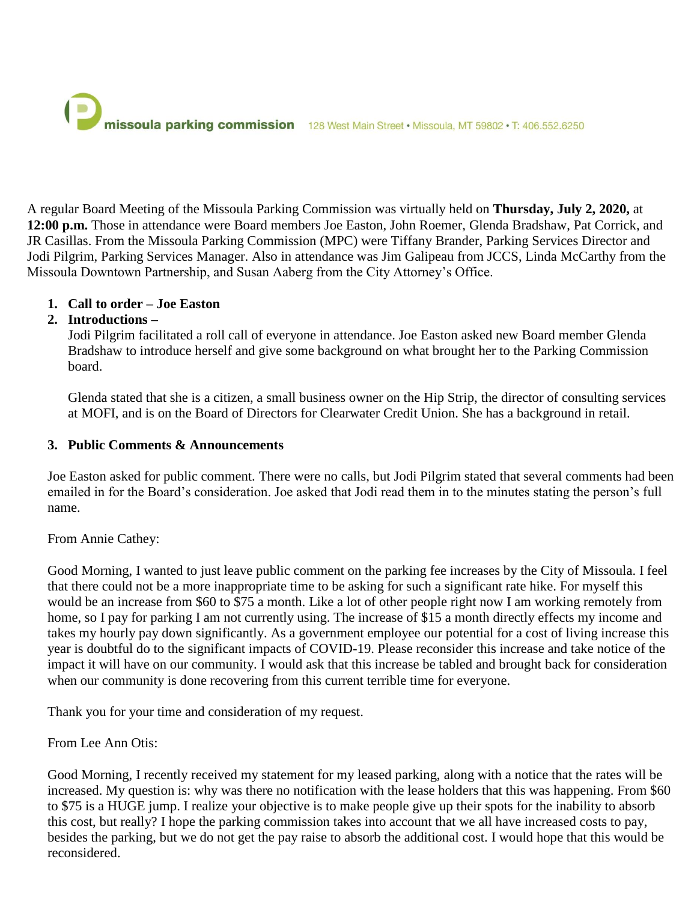**missoula parking commission** 128 West Main Street • Missoula, MT 59802 • T: 406.552.6250

A regular Board Meeting of the Missoula Parking Commission was virtually held on **Thursday, July 2, 2020,** at **12:00 p.m.** Those in attendance were Board members Joe Easton, John Roemer, Glenda Bradshaw, Pat Corrick, and JR Casillas. From the Missoula Parking Commission (MPC) were Tiffany Brander, Parking Services Director and Jodi Pilgrim, Parking Services Manager. Also in attendance was Jim Galipeau from JCCS, Linda McCarthy from the Missoula Downtown Partnership, and Susan Aaberg from the City Attorney's Office.

1. **Call to order – Joe Easton**
2. **Introductions –**

   Jodi Pilgrim facilitated a roll call of everyone in attendance. Joe Easton asked new Board member Glenda Bradshaw to introduce herself and give some background on what brought her to the Parking Commission board.

   Glenda stated that she is a citizen, a small business owner on the Hip Strip, the director of consulting services at MOFI, and is on the Board of Directors for Clearwater Credit Union. She has a background in retail.

3. **Public Comments & Announcements**

Joe Easton asked for public comment. There were no calls, but Jodi Pilgrim stated that several comments had been emailed in for the Board's consideration. Joe asked that Jodi read them in to the minutes stating the person's full name.

From Annie Cathey:

Good Morning, I wanted to just leave public comment on the parking fee increases by the City of Missoula. I feel that there could not be a more inappropriate time to be asking for such a significant rate hike. For myself this would be an increase from $60 to $75 a month. Like a lot of other people right now I am working remotely from home, so I pay for parking I am not currently using. The increase of $15 a month directly effects my income and takes my hourly pay down significantly. As a government employee our potential for a cost of living increase this year is doubtful do to the significant impacts of COVID-19. Please reconsider this increase and take notice of the impact it will have on our community. I would ask that this increase be tabled and brought back for consideration when our community is done recovering from this current terrible time for everyone.

Thank you for your time and consideration of my request.

From Lee Ann Otis:

Good Morning, I recently received my statement for my leased parking, along with a notice that the rates will be increased. My question is: why was there no notification with the lease holders that this was happening. From $60 to $75 is a HUGE jump. I realize your objective is to make people give up their spots for the inability to absorb this cost, but really? I hope the parking commission takes into account that we all have increased costs to pay, besides the parking, but we do not get the pay raise to absorb the additional cost. I would hope that this would be reconsidered.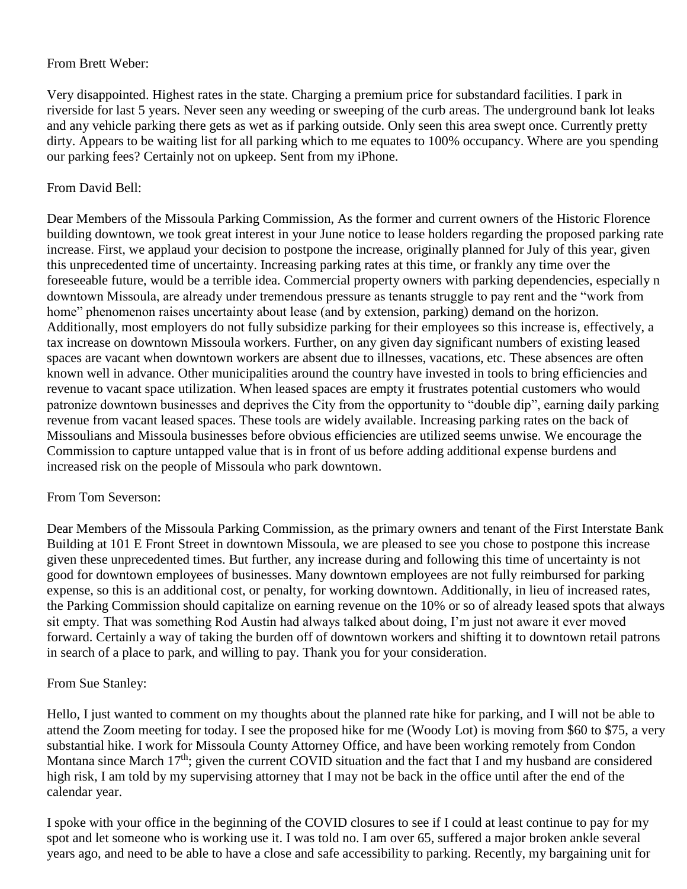From Brett Weber:

Very disappointed. Highest rates in the state. Charging a premium price for substandard facilities. I park in riverside for last 5 years. Never seen any weeding or sweeping of the curb areas. The underground bank lot leaks and any vehicle parking there gets as wet as if parking outside. Only seen this area swept once. Currently pretty dirty. Appears to be waiting list for all parking which to me equates to 100% occupancy. Where are you spending our parking fees? Certainly not on upkeep. Sent from my iPhone.

From David Bell:

Dear Members of the Missoula Parking Commission, As the former and current owners of the Historic Florence building downtown, we took great interest in your June notice to lease holders regarding the proposed parking rate increase. First, we applaud your decision to postpone the increase, originally planned for July of this year, given this unprecedented time of uncertainty. Increasing parking rates at this time, or frankly any time over the foreseeable future, would be a terrible idea. Commercial property owners with parking dependencies, especially n downtown Missoula, are already under tremendous pressure as tenants struggle to pay rent and the "work from home" phenomenon raises uncertainty about lease (and by extension, parking) demand on the horizon. Additionally, most employers do not fully subsidize parking for their employees so this increase is, effectively, a tax increase on downtown Missoula workers. Further, on any given day significant numbers of existing leased spaces are vacant when downtown workers are absent due to illnesses, vacations, etc. These absences are often known well in advance. Other municipalities around the country have invested in tools to bring efficiencies and revenue to vacant space utilization. When leased spaces are empty it frustrates potential customers who would patronize downtown businesses and deprives the City from the opportunity to "double dip", earning daily parking revenue from vacant leased spaces. These tools are widely available. Increasing parking rates on the back of Missoulians and Missoula businesses before obvious efficiencies are utilized seems unwise. We encourage the Commission to capture untapped value that is in front of us before adding additional expense burdens and increased risk on the people of Missoula who park downtown.

From Tom Severson:

Dear Members of the Missoula Parking Commission, as the primary owners and tenant of the First Interstate Bank Building at 101 E Front Street in downtown Missoula, we are pleased to see you chose to postpone this increase given these unprecedented times. But further, any increase during and following this time of uncertainty is not good for downtown employees of businesses. Many downtown employees are not fully reimbursed for parking expense, so this is an additional cost, or penalty, for working downtown. Additionally, in lieu of increased rates, the Parking Commission should capitalize on earning revenue on the 10% or so of already leased spots that always sit empty. That was something Rod Austin had always talked about doing, I'm just not aware it ever moved forward. Certainly a way of taking the burden off of downtown workers and shifting it to downtown retail patrons in search of a place to park, and willing to pay. Thank you for your consideration.

From Sue Stanley:

Hello, I just wanted to comment on my thoughts about the planned rate hike for parking, and I will not be able to attend the Zoom meeting for today. I see the proposed hike for me (Woody Lot) is moving from \$60 to \$75, a very substantial hike. I work for Missoula County Attorney Office, and have been working remotely from Condon Montana since March 17th; given the current COVID situation and the fact that I and my husband are considered high risk, I am told by my supervising attorney that I may not be back in the office until after the end of the calendar year.

I spoke with your office in the beginning of the COVID closures to see if I could at least continue to pay for my spot and let someone who is working use it. I was told no. I am over 65, suffered a major broken ankle several years ago, and need to be able to have a close and safe accessibility to parking. Recently, my bargaining unit for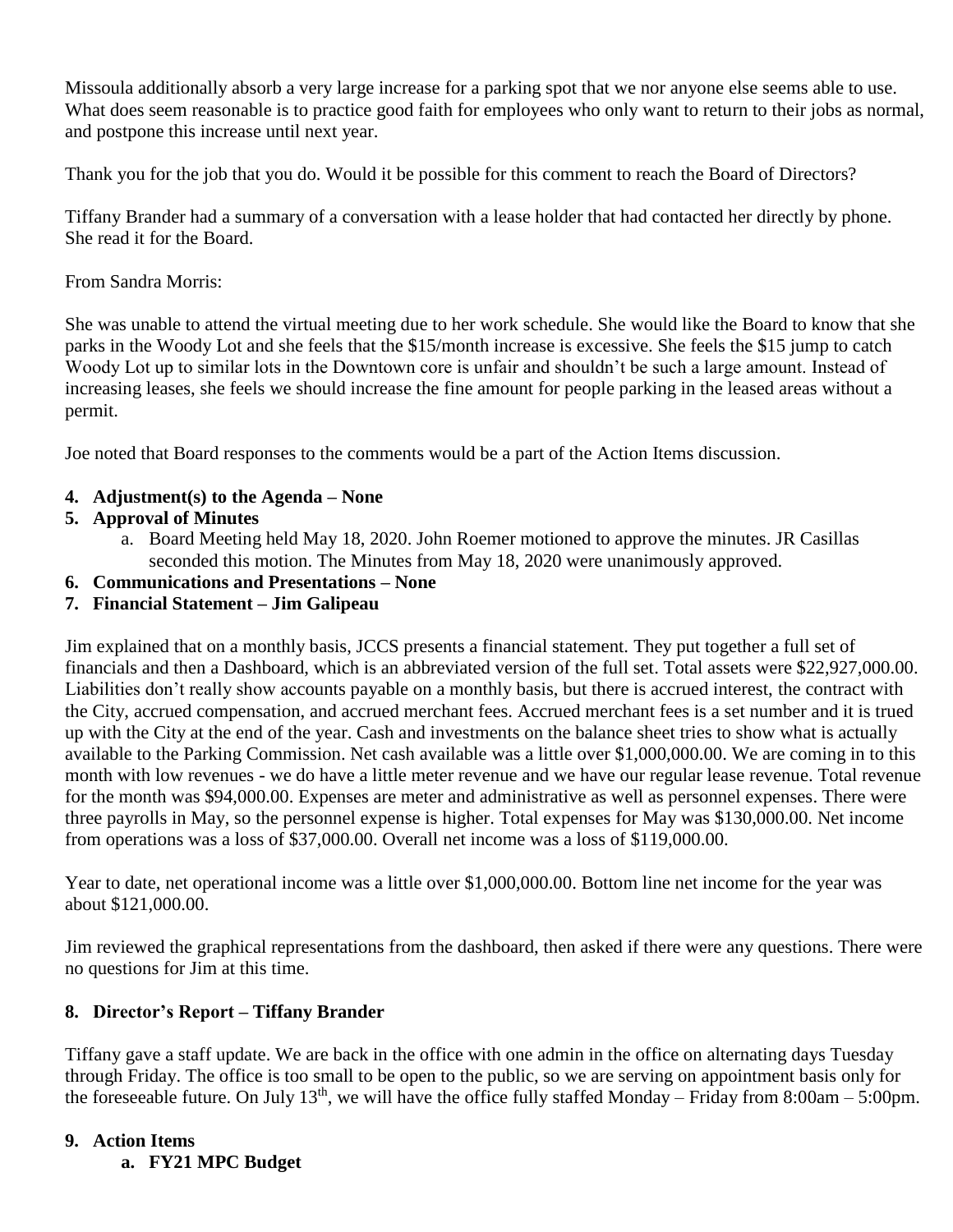Missoula additionally absorb a very large increase for a parking spot that we nor anyone else seems able to use. What does seem reasonable is to practice good faith for employees who only want to return to their jobs as normal, and postpone this increase until next year.

Thank you for the job that you do. Would it be possible for this comment to reach the Board of Directors?

Tiffany Brander had a summary of a conversation with a lease holder that had contacted her directly by phone. She read it for the Board.

From Sandra Morris:

She was unable to attend the virtual meeting due to her work schedule. She would like the Board to know that she parks in the Woody Lot and she feels that the $15/month increase is excessive. She feels the $15 jump to catch Woody Lot up to similar lots in the Downtown core is unfair and shouldn't be such a large amount. Instead of increasing leases, she feels we should increase the fine amount for people parking in the leased areas without a permit.

Joe noted that Board responses to the comments would be a part of the Action Items discussion.

4. **Adjustment(s) to the Agenda – None**
5. **Approval of Minutes**
   a. Board Meeting held May 18, 2020. John Roemer motioned to approve the minutes. JR Casillas seconded this motion. The Minutes from May 18, 2020 were unanimously approved.
6. **Communications and Presentations – None**
7. **Financial Statement – Jim Galipeau**

Jim explained that on a monthly basis, JCCS presents a financial statement. They put together a full set of financials and then a Dashboard, which is an abbreviated version of the full set. Total assets were $22,927,000.00. Liabilities don't really show accounts payable on a monthly basis, but there is accrued interest, the contract with the City, accrued compensation, and accrued merchant fees. Accrued merchant fees is a set number and it is trued up with the City at the end of the year. Cash and investments on the balance sheet tries to show what is actually available to the Parking Commission. Net cash available was a little over $1,000,000.00. We are coming in to this month with low revenues - we do have a little meter revenue and we have our regular lease revenue. Total revenue for the month was $94,000.00. Expenses are meter and administrative as well as personnel expenses. There were three payrolls in May, so the personnel expense is higher. Total expenses for May was $130,000.00. Net income from operations was a loss of $37,000.00. Overall net income was a loss of $119,000.00.

Year to date, net operational income was a little over $1,000,000.00. Bottom line net income for the year was about $121,000.00.

Jim reviewed the graphical representations from the dashboard, then asked if there were any questions. There were no questions for Jim at this time.

8. **Director's Report – Tiffany Brander**

Tiffany gave a staff update. We are back in the office with one admin in the office on alternating days Tuesday through Friday. The office is too small to be open to the public, so we are serving on appointment basis only for the foreseeable future. On July 13th, we will have the office fully staffed Monday – Friday from 8:00am – 5:00pm.

9. **Action Items**
   a. **FY21 MPC Budget**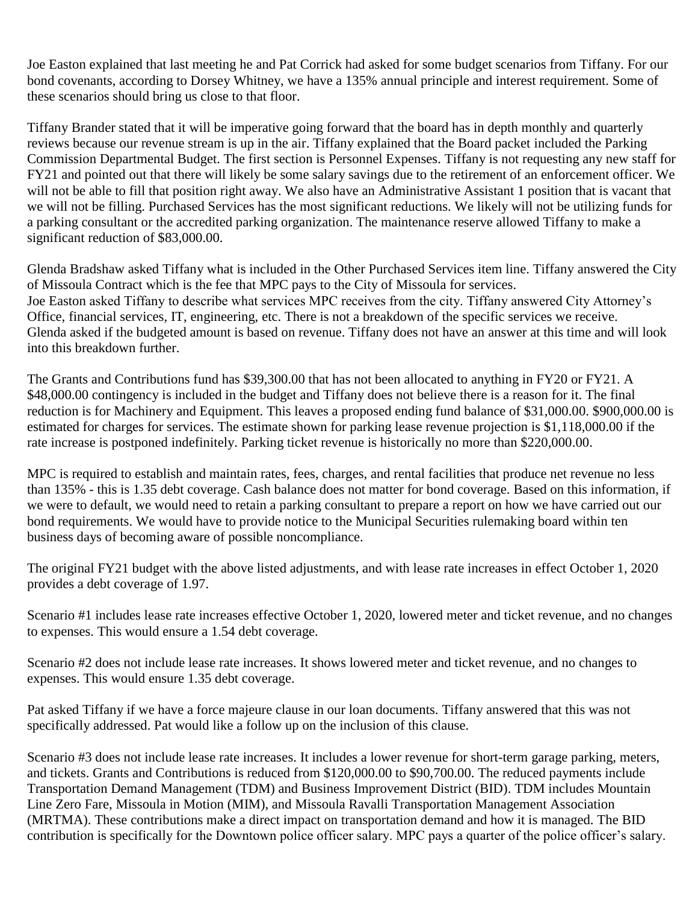Joe Easton explained that last meeting he and Pat Corrick had asked for some budget scenarios from Tiffany. For our bond covenants, according to Dorsey Whitney, we have a 135% annual principle and interest requirement. Some of these scenarios should bring us close to that floor.

Tiffany Brander stated that it will be imperative going forward that the board has in depth monthly and quarterly reviews because our revenue stream is up in the air. Tiffany explained that the Board packet included the Parking Commission Departmental Budget. The first section is Personnel Expenses. Tiffany is not requesting any new staff for FY21 and pointed out that there will likely be some salary savings due to the retirement of an enforcement officer. We will not be able to fill that position right away. We also have an Administrative Assistant 1 position that is vacant that we will not be filling. Purchased Services has the most significant reductions. We likely will not be utilizing funds for a parking consultant or the accredited parking organization. The maintenance reserve allowed Tiffany to make a significant reduction of $83,000.00.

Glenda Bradshaw asked Tiffany what is included in the Other Purchased Services item line. Tiffany answered the City of Missoula Contract which is the fee that MPC pays to the City of Missoula for services.
Joe Easton asked Tiffany to describe what services MPC receives from the city. Tiffany answered City Attorney's Office, financial services, IT, engineering, etc. There is not a breakdown of the specific services we receive.
Glenda asked if the budgeted amount is based on revenue. Tiffany does not have an answer at this time and will look into this breakdown further.

The Grants and Contributions fund has $39,300.00 that has not been allocated to anything in FY20 or FY21. A $48,000.00 contingency is included in the budget and Tiffany does not believe there is a reason for it. The final reduction is for Machinery and Equipment. This leaves a proposed ending fund balance of $31,000.00. $900,000.00 is estimated for charges for services. The estimate shown for parking lease revenue projection is $1,118,000.00 if the rate increase is postponed indefinitely. Parking ticket revenue is historically no more than $220,000.00.

MPC is required to establish and maintain rates, fees, charges, and rental facilities that produce net revenue no less than 135% - this is 1.35 debt coverage. Cash balance does not matter for bond coverage. Based on this information, if we were to default, we would need to retain a parking consultant to prepare a report on how we have carried out our bond requirements. We would have to provide notice to the Municipal Securities rulemaking board within ten business days of becoming aware of possible noncompliance.

The original FY21 budget with the above listed adjustments, and with lease rate increases in effect October 1, 2020 provides a debt coverage of 1.97.

Scenario #1 includes lease rate increases effective October 1, 2020, lowered meter and ticket revenue, and no changes to expenses. This would ensure a 1.54 debt coverage.

Scenario #2 does not include lease rate increases. It shows lowered meter and ticket revenue, and no changes to expenses. This would ensure 1.35 debt coverage.

Pat asked Tiffany if we have a force majeure clause in our loan documents. Tiffany answered that this was not specifically addressed. Pat would like a follow up on the inclusion of this clause.

Scenario #3 does not include lease rate increases. It includes a lower revenue for short-term garage parking, meters, and tickets. Grants and Contributions is reduced from $120,000.00 to $90,700.00. The reduced payments include Transportation Demand Management (TDM) and Business Improvement District (BID). TDM includes Mountain Line Zero Fare, Missoula in Motion (MIM), and Missoula Ravalli Transportation Management Association (MRTMA). These contributions make a direct impact on transportation demand and how it is managed. The BID contribution is specifically for the Downtown police officer salary. MPC pays a quarter of the police officer's salary.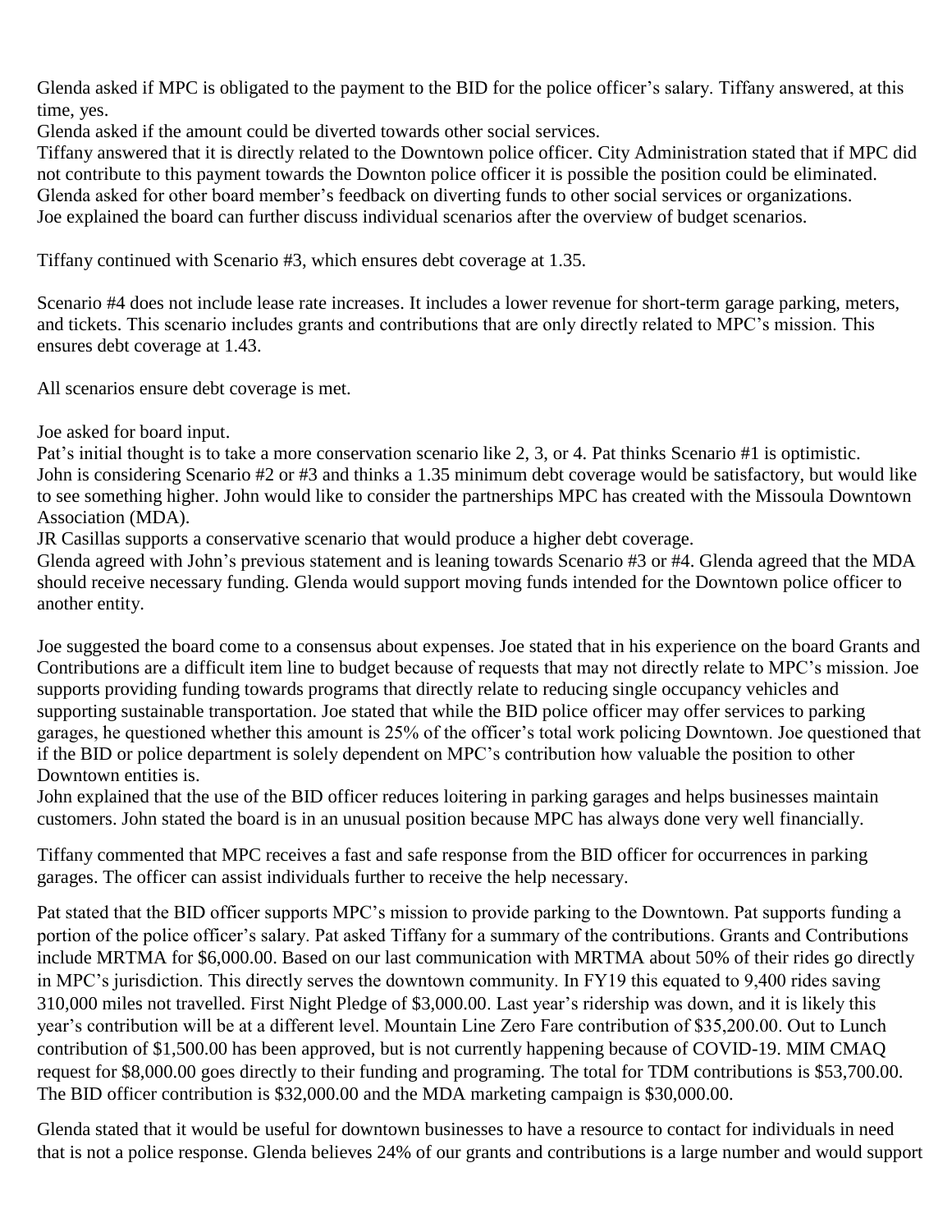Glenda asked if MPC is obligated to the payment to the BID for the police officer's salary. Tiffany answered, at this time, yes.

Glenda asked if the amount could be diverted towards other social services.

Tiffany answered that it is directly related to the Downtown police officer. City Administration stated that if MPC did not contribute to this payment towards the Downton police officer it is possible the position could be eliminated.

Glenda asked for other board member's feedback on diverting funds to other social services or organizations.

Joe explained the board can further discuss individual scenarios after the overview of budget scenarios.

Tiffany continued with Scenario #3, which ensures debt coverage at 1.35.

Scenario #4 does not include lease rate increases. It includes a lower revenue for short-term garage parking, meters, and tickets. This scenario includes grants and contributions that are only directly related to MPC's mission. This ensures debt coverage at 1.43.

All scenarios ensure debt coverage is met.

Joe asked for board input.

Pat's initial thought is to take a more conservation scenario like 2, 3, or 4. Pat thinks Scenario #1 is optimistic.

John is considering Scenario #2 or #3 and thinks a 1.35 minimum debt coverage would be satisfactory, but would like to see something higher. John would like to consider the partnerships MPC has created with the Missoula Downtown Association (MDA).

JR Casillas supports a conservative scenario that would produce a higher debt coverage.

Glenda agreed with John's previous statement and is leaning towards Scenario #3 or #4. Glenda agreed that the MDA should receive necessary funding. Glenda would support moving funds intended for the Downtown police officer to another entity.

Joe suggested the board come to a consensus about expenses. Joe stated that in his experience on the board Grants and Contributions are a difficult item line to budget because of requests that may not directly relate to MPC's mission. Joe supports providing funding towards programs that directly relate to reducing single occupancy vehicles and supporting sustainable transportation. Joe stated that while the BID police officer may offer services to parking garages, he questioned whether this amount is 25% of the officer's total work policing Downtown. Joe questioned that if the BID or police department is solely dependent on MPC's contribution how valuable the position to other Downtown entities is.

John explained that the use of the BID officer reduces loitering in parking garages and helps businesses maintain customers. John stated the board is in an unusual position because MPC has always done very well financially.

Tiffany commented that MPC receives a fast and safe response from the BID officer for occurrences in parking garages. The officer can assist individuals further to receive the help necessary.

Pat stated that the BID officer supports MPC's mission to provide parking to the Downtown. Pat supports funding a portion of the police officer's salary. Pat asked Tiffany for a summary of the contributions. Grants and Contributions include MRTMA for $6,000.00. Based on our last communication with MRTMA about 50% of their rides go directly in MPC's jurisdiction. This directly serves the downtown community. In FY19 this equated to 9,400 rides saving 310,000 miles not travelled. First Night Pledge of $3,000.00. Last year's ridership was down, and it is likely this year's contribution will be at a different level. Mountain Line Zero Fare contribution of $35,200.00. Out to Lunch contribution of $1,500.00 has been approved, but is not currently happening because of COVID-19. MIM CMAQ request for $8,000.00 goes directly to their funding and programing. The total for TDM contributions is $53,700.00. The BID officer contribution is $32,000.00 and the MDA marketing campaign is $30,000.00.

Glenda stated that it would be useful for downtown businesses to have a resource to contact for individuals in need that is not a police response. Glenda believes 24% of our grants and contributions is a large number and would support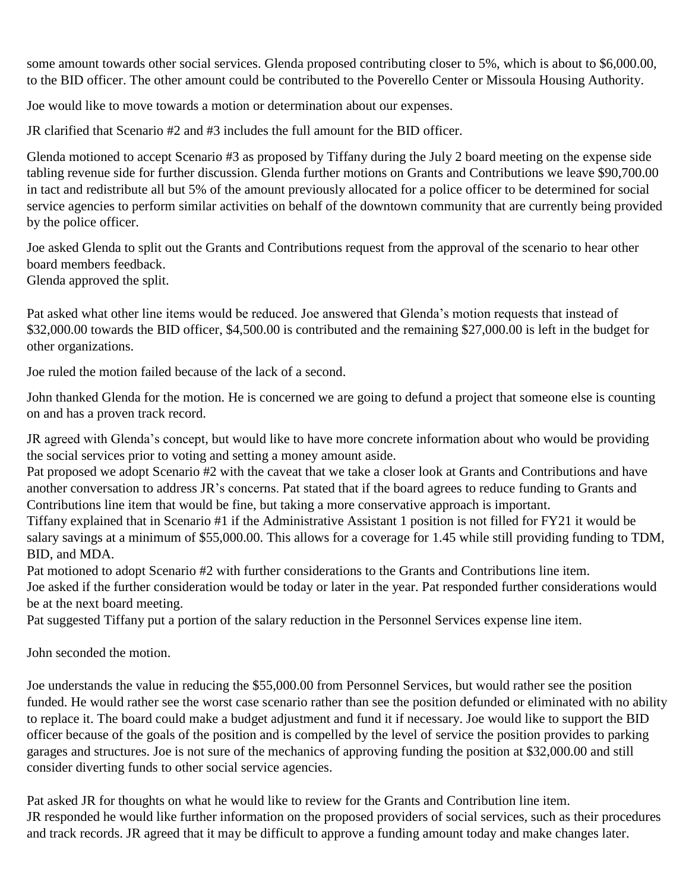some amount towards other social services. Glenda proposed contributing closer to 5%, which is about to $6,000.00, to the BID officer. The other amount could be contributed to the Poverello Center or Missoula Housing Authority.

Joe would like to move towards a motion or determination about our expenses.

JR clarified that Scenario #2 and #3 includes the full amount for the BID officer.

Glenda motioned to accept Scenario #3 as proposed by Tiffany during the July 2 board meeting on the expense side tabling revenue side for further discussion. Glenda further motions on Grants and Contributions we leave $90,700.00 in tact and redistribute all but 5% of the amount previously allocated for a police officer to be determined for social service agencies to perform similar activities on behalf of the downtown community that are currently being provided by the police officer.

Joe asked Glenda to split out the Grants and Contributions request from the approval of the scenario to hear other board members feedback.
Glenda approved the split.

Pat asked what other line items would be reduced. Joe answered that Glenda's motion requests that instead of $32,000.00 towards the BID officer, $4,500.00 is contributed and the remaining $27,000.00 is left in the budget for other organizations.

Joe ruled the motion failed because of the lack of a second.

John thanked Glenda for the motion. He is concerned we are going to defund a project that someone else is counting on and has a proven track record.

JR agreed with Glenda's concept, but would like to have more concrete information about who would be providing the social services prior to voting and setting a money amount aside.
Pat proposed we adopt Scenario #2 with the caveat that we take a closer look at Grants and Contributions and have another conversation to address JR's concerns. Pat stated that if the board agrees to reduce funding to Grants and Contributions line item that would be fine, but taking a more conservative approach is important.
Tiffany explained that in Scenario #1 if the Administrative Assistant 1 position is not filled for FY21 it would be salary savings at a minimum of $55,000.00. This allows for a coverage for 1.45 while still providing funding to TDM, BID, and MDA.
Pat motioned to adopt Scenario #2 with further considerations to the Grants and Contributions line item.
Joe asked if the further consideration would be today or later in the year. Pat responded further considerations would be at the next board meeting.
Pat suggested Tiffany put a portion of the salary reduction in the Personnel Services expense line item.

John seconded the motion.

Joe understands the value in reducing the $55,000.00 from Personnel Services, but would rather see the position funded. He would rather see the worst case scenario rather than see the position defunded or eliminated with no ability to replace it. The board could make a budget adjustment and fund it if necessary. Joe would like to support the BID officer because of the goals of the position and is compelled by the level of service the position provides to parking garages and structures. Joe is not sure of the mechanics of approving funding the position at $32,000.00 and still consider diverting funds to other social service agencies.

Pat asked JR for thoughts on what he would like to review for the Grants and Contribution line item.
JR responded he would like further information on the proposed providers of social services, such as their procedures and track records. JR agreed that it may be difficult to approve a funding amount today and make changes later.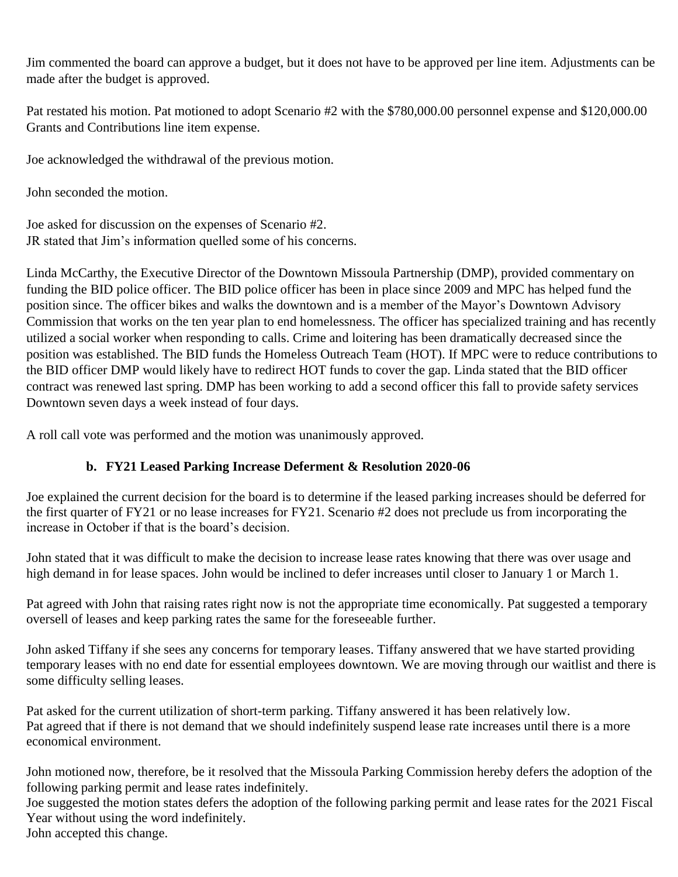Jim commented the board can approve a budget, but it does not have to be approved per line item. Adjustments can be made after the budget is approved.

Pat restated his motion. Pat motioned to adopt Scenario #2 with the $780,000.00 personnel expense and $120,000.00 Grants and Contributions line item expense.

Joe acknowledged the withdrawal of the previous motion.

John seconded the motion.

Joe asked for discussion on the expenses of Scenario #2.
JR stated that Jim's information quelled some of his concerns.

Linda McCarthy, the Executive Director of the Downtown Missoula Partnership (DMP), provided commentary on funding the BID police officer. The BID police officer has been in place since 2009 and MPC has helped fund the position since. The officer bikes and walks the downtown and is a member of the Mayor's Downtown Advisory Commission that works on the ten year plan to end homelessness. The officer has specialized training and has recently utilized a social worker when responding to calls. Crime and loitering has been dramatically decreased since the position was established. The BID funds the Homeless Outreach Team (HOT). If MPC were to reduce contributions to the BID officer DMP would likely have to redirect HOT funds to cover the gap. Linda stated that the BID officer contract was renewed last spring. DMP has been working to add a second officer this fall to provide safety services Downtown seven days a week instead of four days.

A roll call vote was performed and the motion was unanimously approved.

**b. FY21 Leased Parking Increase Deferment & Resolution 2020-06**

Joe explained the current decision for the board is to determine if the leased parking increases should be deferred for the first quarter of FY21 or no lease increases for FY21. Scenario #2 does not preclude us from incorporating the increase in October if that is the board's decision.

John stated that it was difficult to make the decision to increase lease rates knowing that there was over usage and high demand in for lease spaces. John would be inclined to defer increases until closer to January 1 or March 1.

Pat agreed with John that raising rates right now is not the appropriate time economically. Pat suggested a temporary oversell of leases and keep parking rates the same for the foreseeable further.

John asked Tiffany if she sees any concerns for temporary leases. Tiffany answered that we have started providing temporary leases with no end date for essential employees downtown. We are moving through our waitlist and there is some difficulty selling leases.

Pat asked for the current utilization of short-term parking. Tiffany answered it has been relatively low.
Pat agreed that if there is not demand that we should indefinitely suspend lease rate increases until there is a more economical environment.

John motioned now, therefore, be it resolved that the Missoula Parking Commission hereby defers the adoption of the following parking permit and lease rates indefinitely.
Joe suggested the motion states defers the adoption of the following parking permit and lease rates for the 2021 Fiscal Year without using the word indefinitely.
John accepted this change.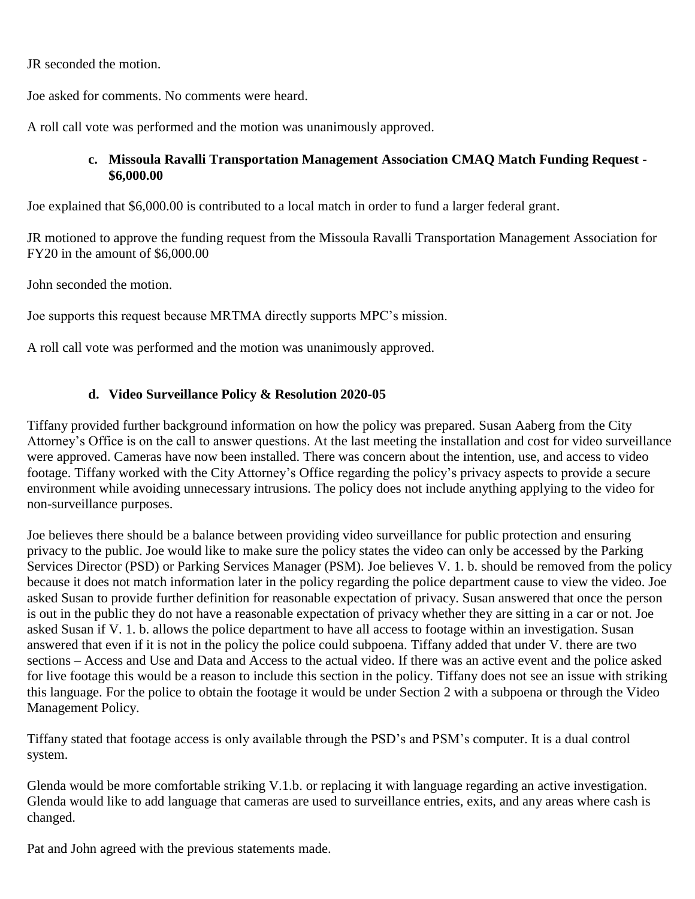JR seconded the motion.

Joe asked for comments. No comments were heard.

A roll call vote was performed and the motion was unanimously approved.

### c. Missoula Ravalli Transportation Management Association CMAQ Match Funding Request - $6,000.00

Joe explained that $6,000.00 is contributed to a local match in order to fund a larger federal grant.

JR motioned to approve the funding request from the Missoula Ravalli Transportation Management Association for FY20 in the amount of $6,000.00

John seconded the motion.

Joe supports this request because MRTMA directly supports MPC's mission.

A roll call vote was performed and the motion was unanimously approved.

### d. Video Surveillance Policy & Resolution 2020-05

Tiffany provided further background information on how the policy was prepared. Susan Aaberg from the City Attorney's Office is on the call to answer questions. At the last meeting the installation and cost for video surveillance were approved. Cameras have now been installed. There was concern about the intention, use, and access to video footage. Tiffany worked with the City Attorney's Office regarding the policy's privacy aspects to provide a secure environment while avoiding unnecessary intrusions. The policy does not include anything applying to the video for non-surveillance purposes.

Joe believes there should be a balance between providing video surveillance for public protection and ensuring privacy to the public. Joe would like to make sure the policy states the video can only be accessed by the Parking Services Director (PSD) or Parking Services Manager (PSM). Joe believes V. 1. b. should be removed from the policy because it does not match information later in the policy regarding the police department cause to view the video. Joe asked Susan to provide further definition for reasonable expectation of privacy. Susan answered that once the person is out in the public they do not have a reasonable expectation of privacy whether they are sitting in a car or not. Joe asked Susan if V. 1. b. allows the police department to have all access to footage within an investigation. Susan answered that even if it is not in the policy the police could subpoena. Tiffany added that under V. there are two sections – Access and Use and Data and Access to the actual video. If there was an active event and the police asked for live footage this would be a reason to include this section in the policy. Tiffany does not see an issue with striking this language. For the police to obtain the footage it would be under Section 2 with a subpoena or through the Video Management Policy.

Tiffany stated that footage access is only available through the PSD's and PSM's computer. It is a dual control system.

Glenda would be more comfortable striking V.1.b. or replacing it with language regarding an active investigation. Glenda would like to add language that cameras are used to surveillance entries, exits, and any areas where cash is changed.

Pat and John agreed with the previous statements made.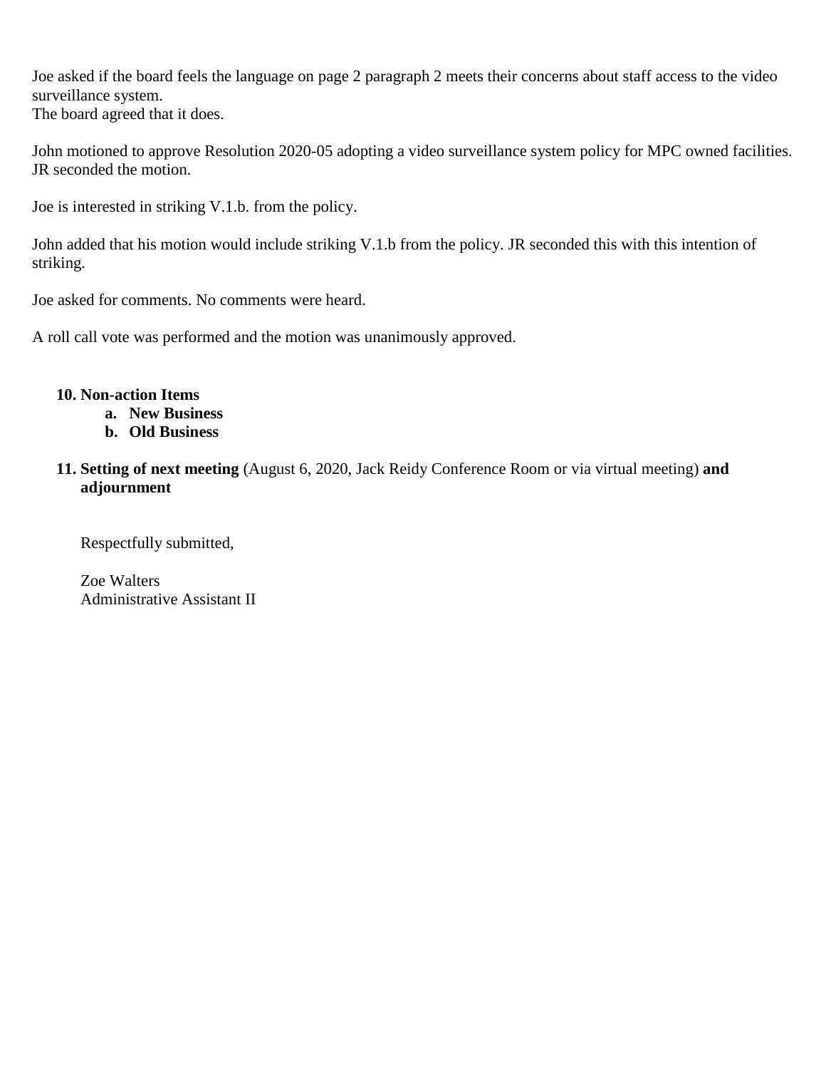Joe asked if the board feels the language on page 2 paragraph 2 meets their concerns about staff access to the video surveillance system.
The board agreed that it does.

John motioned to approve Resolution 2020-05 adopting a video surveillance system policy for MPC owned facilities. JR seconded the motion.

Joe is interested in striking V.1.b. from the policy.

John added that his motion would include striking V.1.b from the policy. JR seconded this with this intention of striking.

Joe asked for comments. No comments were heard.

A roll call vote was performed and the motion was unanimously approved.

10. **Non-action Items**
    a. **New Business**
    b. **Old Business**

11. **Setting of next meeting** (August 6, 2020, Jack Reidy Conference Room or via virtual meeting) **and adjournment**

Respectfully submitted,

Zoe Walters
Administrative Assistant II